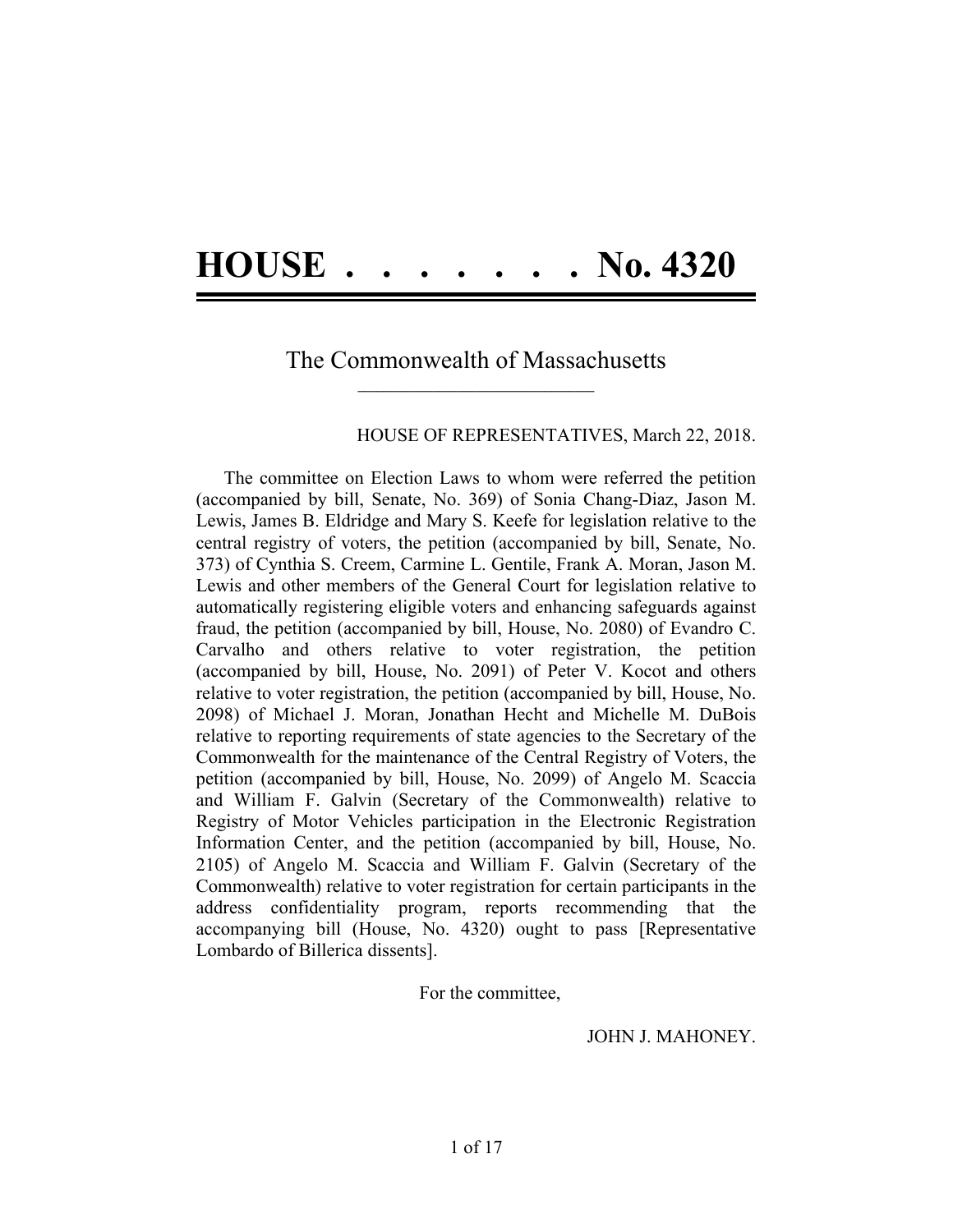# HOUSE . . . . . . . . No. 4320

## The Commonwealth of Massachusetts

HOUSE OF REPRESENTATIVES, March 22, 2018.

The committee on Election Laws to whom were referred the petition (accompanied by bill, Senate, No. 369) of Sonia Chang-Diaz, Jason M. Lewis, James B. Eldridge and Mary S. Keefe for legislation relative to the central registry of voters, the petition (accompanied by bill, Senate, No. 373) of Cynthia S. Creem, Carmine L. Gentile, Frank A. Moran, Jason M. Lewis and other members of the General Court for legislation relative to automatically registering eligible voters and enhancing safeguards against fraud, the petition (accompanied by bill, House, No. 2080) of Evandro C. Carvalho and others relative to voter registration, the petition (accompanied by bill, House, No. 2091) of Peter V. Kocot and others relative to voter registration, the petition (accompanied by bill, House, No. 2098) of Michael J. Moran, Jonathan Hecht and Michelle M. DuBois relative to reporting requirements of state agencies to the Secretary of the Commonwealth for the maintenance of the Central Registry of Voters, the petition (accompanied by bill, House, No. 2099) of Angelo M. Scaccia and William F. Galvin (Secretary of the Commonwealth) relative to Registry of Motor Vehicles participation in the Electronic Registration Information Center, and the petition (accompanied by bill, House, No. 2105) of Angelo M. Scaccia and William F. Galvin (Secretary of the Commonwealth) relative to voter registration for certain participants in the address confidentiality program, reports recommending that the accompanying bill (House, No. 4320) ought to pass [Representative Lombardo of Billerica dissents].

For the committee,

JOHN J. MAHONEY.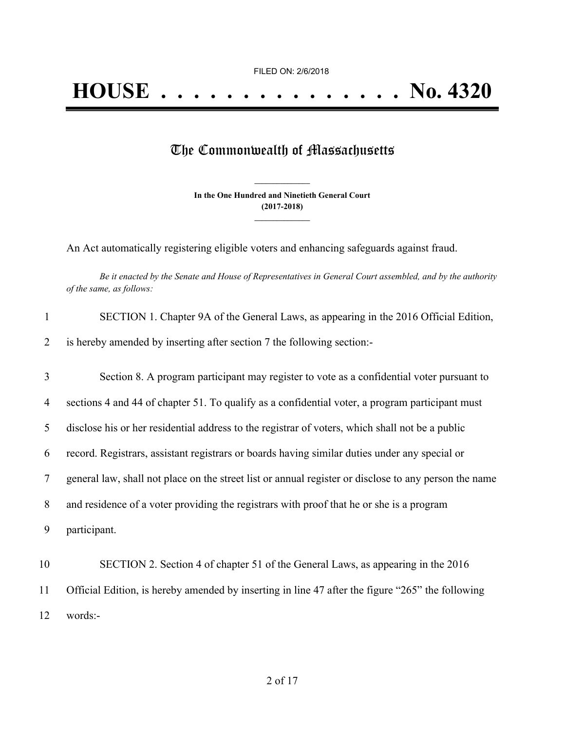FILED ON: 2/6/2018

# HOUSE . . . . . . . . . . . . . . . No. 4320

## The Commonwealth of Massachusetts

**In the One Hundred and Ninetieth General Court**
**(2017-2018)**

An Act automatically registering eligible voters and enhancing safeguards against fraud.

*Be it enacted by the Senate and House of Representatives in General Court assembled, and by the authority of the same, as follows:*

1 SECTION 1. Chapter 9A of the General Laws, as appearing in the 2016 Official Edition,
2 is hereby amended by inserting after section 7 the following section:-

3 Section 8. A program participant may register to vote as a confidential voter pursuant to
4 sections 4 and 44 of chapter 51. To qualify as a confidential voter, a program participant must
5 disclose his or her residential address to the registrar of voters, which shall not be a public
6 record. Registrars, assistant registrars or boards having similar duties under any special or
7 general law, shall not place on the street list or annual register or disclose to any person the name
8 and residence of a voter providing the registrars with proof that he or she is a program
9 participant.

10 SECTION 2. Section 4 of chapter 51 of the General Laws, as appearing in the 2016
11 Official Edition, is hereby amended by inserting in line 47 after the figure "265" the following
12 words:-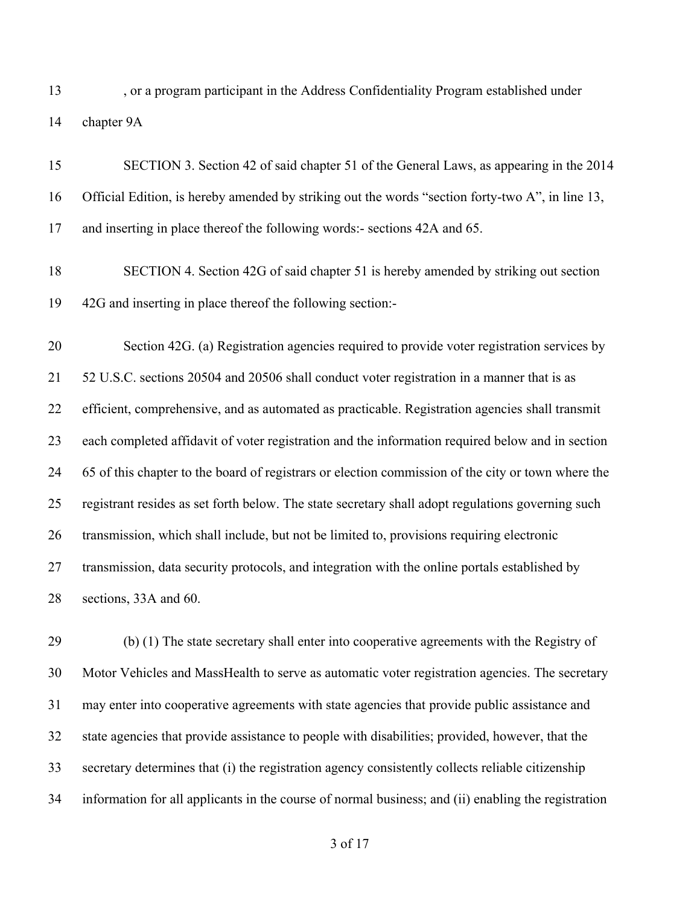, or a program participant in the Address Confidentiality Program established under chapter 9A

SECTION 3. Section 42 of said chapter 51 of the General Laws, as appearing in the 2014 Official Edition, is hereby amended by striking out the words "section forty-two A", in line 13, and inserting in place thereof the following words:- sections 42A and 65.

SECTION 4. Section 42G of said chapter 51 is hereby amended by striking out section 42G and inserting in place thereof the following section:-

Section 42G. (a) Registration agencies required to provide voter registration services by 52 U.S.C. sections 20504 and 20506 shall conduct voter registration in a manner that is as efficient, comprehensive, and as automated as practicable. Registration agencies shall transmit each completed affidavit of voter registration and the information required below and in section 65 of this chapter to the board of registrars or election commission of the city or town where the registrant resides as set forth below. The state secretary shall adopt regulations governing such transmission, which shall include, but not be limited to, provisions requiring electronic transmission, data security protocols, and integration with the online portals established by sections, 33A and 60.

(b) (1) The state secretary shall enter into cooperative agreements with the Registry of Motor Vehicles and MassHealth to serve as automatic voter registration agencies. The secretary may enter into cooperative agreements with state agencies that provide public assistance and state agencies that provide assistance to people with disabilities; provided, however, that the secretary determines that (i) the registration agency consistently collects reliable citizenship information for all applicants in the course of normal business; and (ii) enabling the registration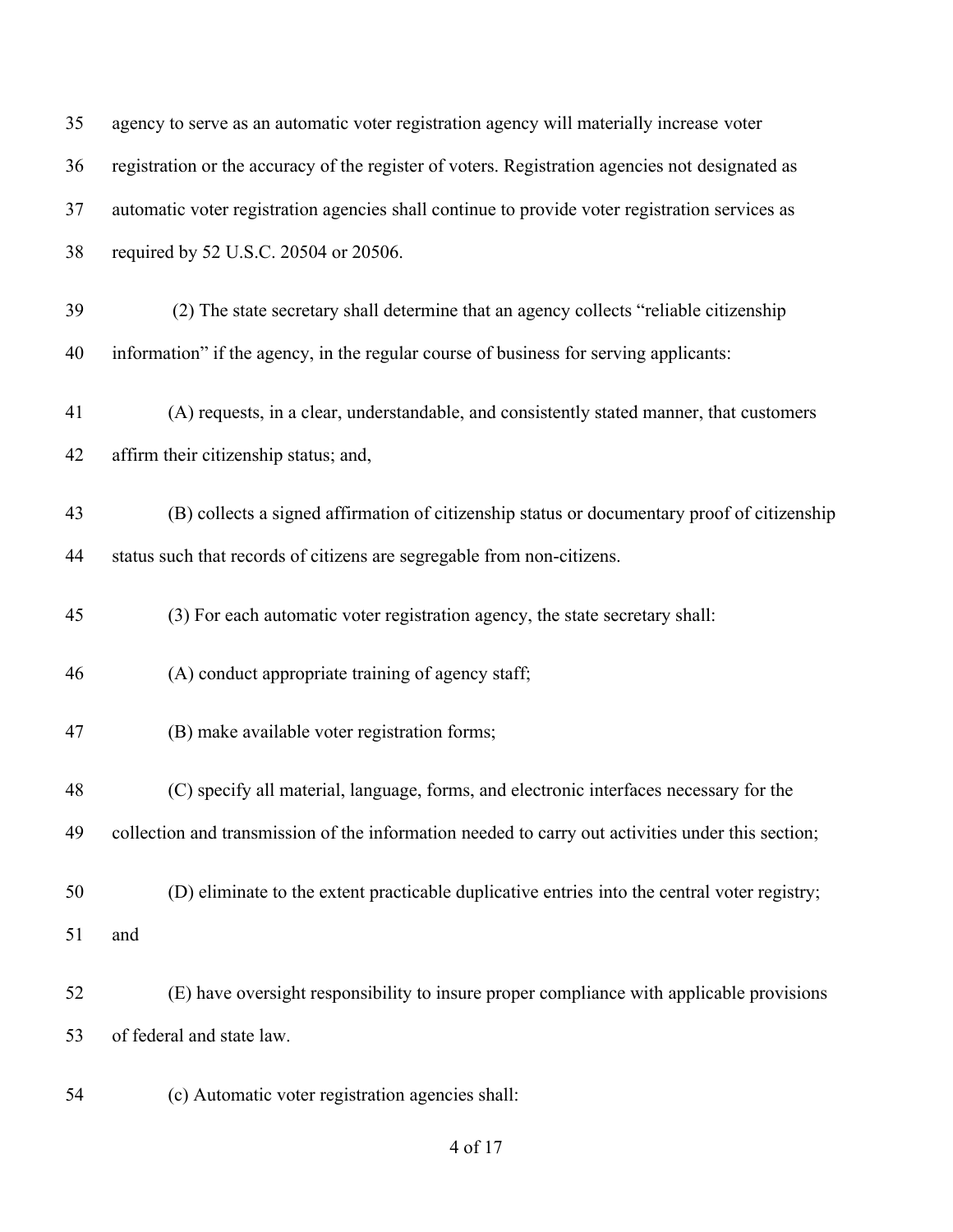agency to serve as an automatic voter registration agency will materially increase voter registration or the accuracy of the register of voters. Registration agencies not designated as automatic voter registration agencies shall continue to provide voter registration services as required by 52 U.S.C. 20504 or 20506.

(2) The state secretary shall determine that an agency collects "reliable citizenship information" if the agency, in the regular course of business for serving applicants:

(A) requests, in a clear, understandable, and consistently stated manner, that customers affirm their citizenship status; and,

(B) collects a signed affirmation of citizenship status or documentary proof of citizenship status such that records of citizens are segregable from non-citizens.

(3) For each automatic voter registration agency, the state secretary shall:

(A) conduct appropriate training of agency staff;

(B) make available voter registration forms;

(C) specify all material, language, forms, and electronic interfaces necessary for the collection and transmission of the information needed to carry out activities under this section;

(D) eliminate to the extent practicable duplicative entries into the central voter registry; and

(E) have oversight responsibility to insure proper compliance with applicable provisions of federal and state law.

(c) Automatic voter registration agencies shall: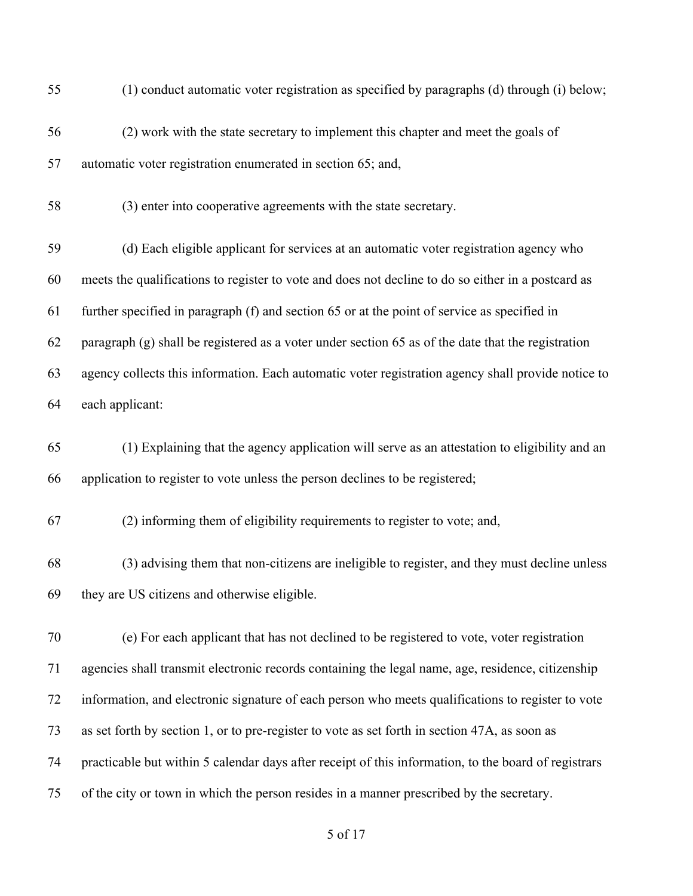(1) conduct automatic voter registration as specified by paragraphs (d) through (i) below;

(2) work with the state secretary to implement this chapter and meet the goals of automatic voter registration enumerated in section 65; and,

(3) enter into cooperative agreements with the state secretary.

(d) Each eligible applicant for services at an automatic voter registration agency who meets the qualifications to register to vote and does not decline to do so either in a postcard as further specified in paragraph (f) and section 65 or at the point of service as specified in paragraph (g) shall be registered as a voter under section 65 as of the date that the registration agency collects this information. Each automatic voter registration agency shall provide notice to each applicant:

(1) Explaining that the agency application will serve as an attestation to eligibility and an application to register to vote unless the person declines to be registered;

(2) informing them of eligibility requirements to register to vote; and,

(3) advising them that non-citizens are ineligible to register, and they must decline unless they are US citizens and otherwise eligible.

(e) For each applicant that has not declined to be registered to vote, voter registration agencies shall transmit electronic records containing the legal name, age, residence, citizenship information, and electronic signature of each person who meets qualifications to register to vote as set forth by section 1, or to pre-register to vote as set forth in section 47A, as soon as practicable but within 5 calendar days after receipt of this information, to the board of registrars of the city or town in which the person resides in a manner prescribed by the secretary.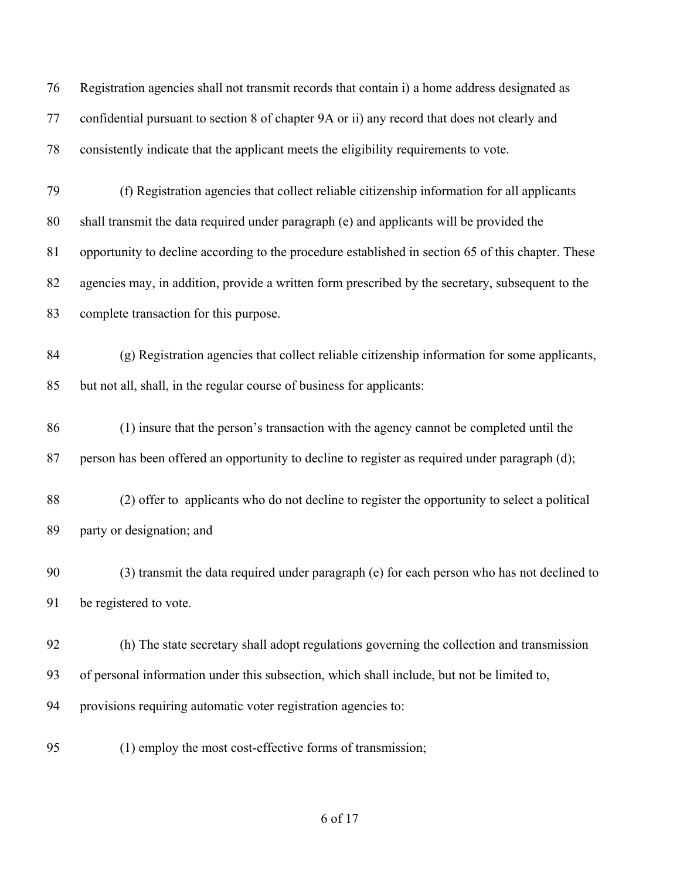Registration agencies shall not transmit records that contain i) a home address designated as confidential pursuant to section 8 of chapter 9A or ii) any record that does not clearly and consistently indicate that the applicant meets the eligibility requirements to vote.

(f) Registration agencies that collect reliable citizenship information for all applicants shall transmit the data required under paragraph (e) and applicants will be provided the opportunity to decline according to the procedure established in section 65 of this chapter. These agencies may, in addition, provide a written form prescribed by the secretary, subsequent to the complete transaction for this purpose.

(g) Registration agencies that collect reliable citizenship information for some applicants, but not all, shall, in the regular course of business for applicants:

(1) insure that the person's transaction with the agency cannot be completed until the person has been offered an opportunity to decline to register as required under paragraph (d);

(2) offer to applicants who do not decline to register the opportunity to select a political party or designation; and

(3) transmit the data required under paragraph (e) for each person who has not declined to be registered to vote.

(h) The state secretary shall adopt regulations governing the collection and transmission of personal information under this subsection, which shall include, but not be limited to, provisions requiring automatic voter registration agencies to:

(1) employ the most cost-effective forms of transmission;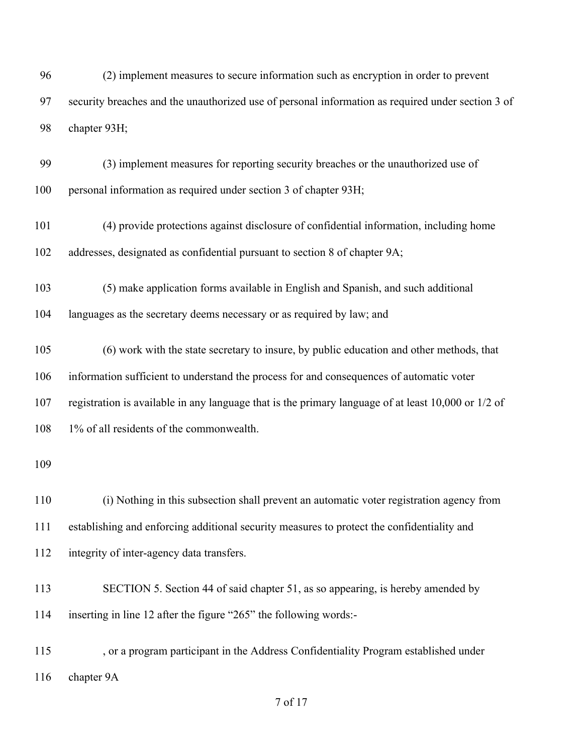(2) implement measures to secure information such as encryption in order to prevent security breaches and the unauthorized use of personal information as required under section 3 of chapter 93H;

(3) implement measures for reporting security breaches or the unauthorized use of personal information as required under section 3 of chapter 93H;

(4) provide protections against disclosure of confidential information, including home addresses, designated as confidential pursuant to section 8 of chapter 9A;

(5) make application forms available in English and Spanish, and such additional languages as the secretary deems necessary or as required by law; and

(6) work with the state secretary to insure, by public education and other methods, that information sufficient to understand the process for and consequences of automatic voter registration is available in any language that is the primary language of at least 10,000 or 1/2 of 1% of all residents of the commonwealth.

(i) Nothing in this subsection shall prevent an automatic voter registration agency from establishing and enforcing additional security measures to protect the confidentiality and integrity of inter-agency data transfers.

SECTION 5. Section 44 of said chapter 51, as so appearing, is hereby amended by inserting in line 12 after the figure "265" the following words:-

, or a program participant in the Address Confidentiality Program established under chapter 9A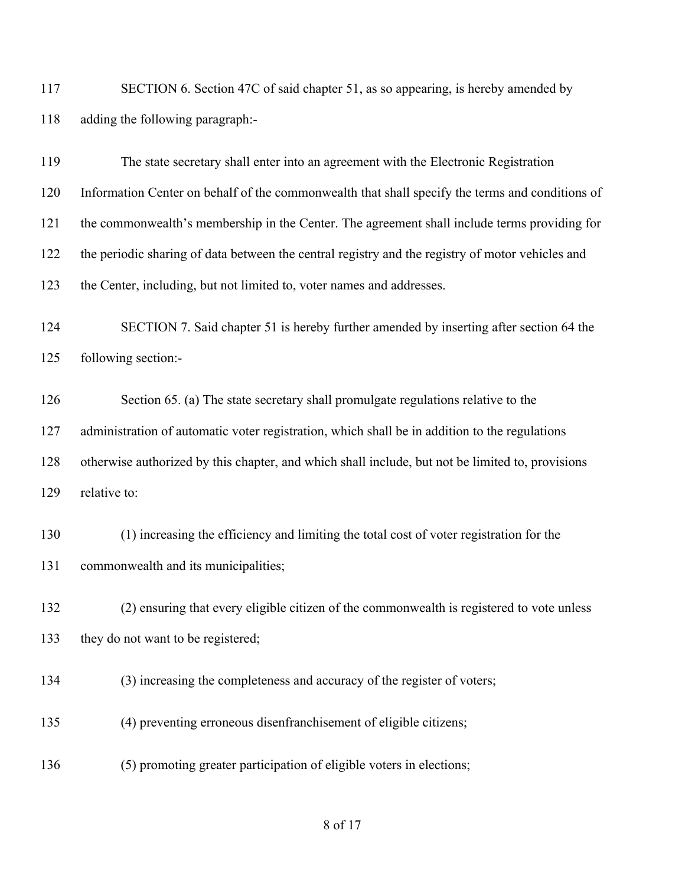SECTION 6. Section 47C of said chapter 51, as so appearing, is hereby amended by adding the following paragraph:-

The state secretary shall enter into an agreement with the Electronic Registration Information Center on behalf of the commonwealth that shall specify the terms and conditions of the commonwealth's membership in the Center. The agreement shall include terms providing for the periodic sharing of data between the central registry and the registry of motor vehicles and the Center, including, but not limited to, voter names and addresses.

SECTION 7. Said chapter 51 is hereby further amended by inserting after section 64 the following section:-

Section 65. (a) The state secretary shall promulgate regulations relative to the administration of automatic voter registration, which shall be in addition to the regulations otherwise authorized by this chapter, and which shall include, but not be limited to, provisions relative to:

(1) increasing the efficiency and limiting the total cost of voter registration for the commonwealth and its municipalities;

(2) ensuring that every eligible citizen of the commonwealth is registered to vote unless they do not want to be registered;

(3) increasing the completeness and accuracy of the register of voters;

(4) preventing erroneous disenfranchisement of eligible citizens;

(5) promoting greater participation of eligible voters in elections;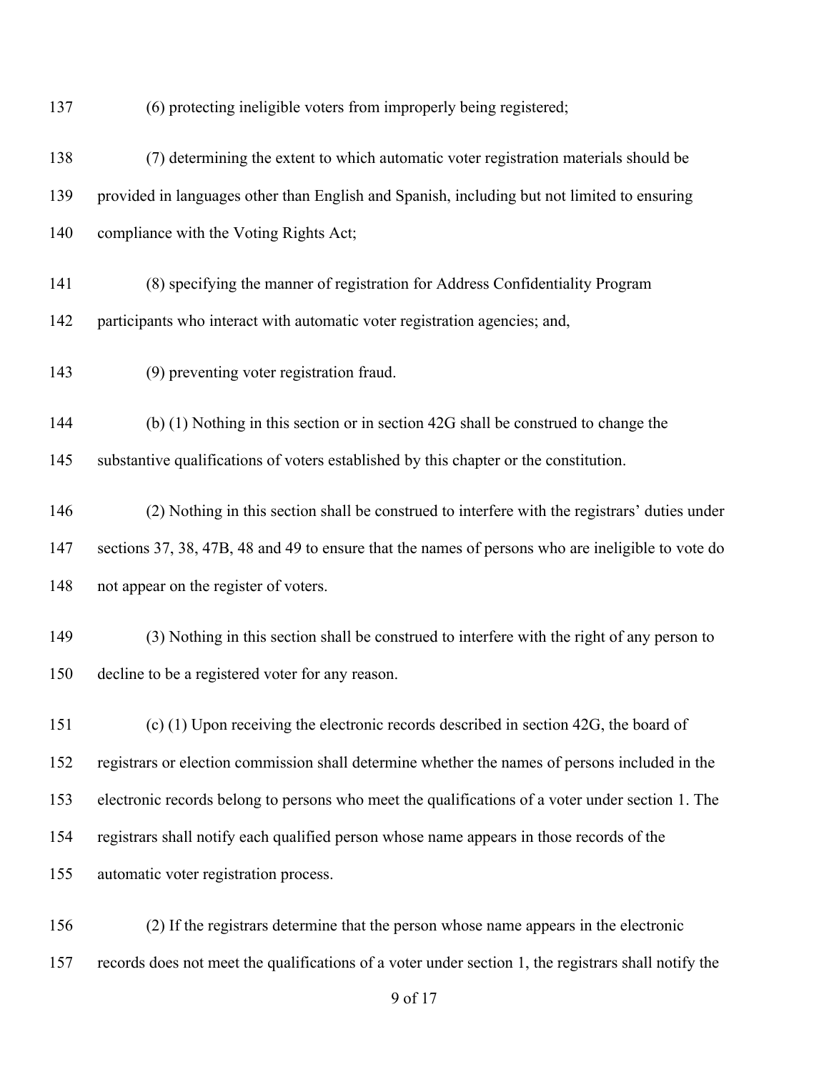(6) protecting ineligible voters from improperly being registered;

(7) determining the extent to which automatic voter registration materials should be provided in languages other than English and Spanish, including but not limited to ensuring compliance with the Voting Rights Act;

(8) specifying the manner of registration for Address Confidentiality Program participants who interact with automatic voter registration agencies; and,

(9) preventing voter registration fraud.

(b) (1) Nothing in this section or in section 42G shall be construed to change the substantive qualifications of voters established by this chapter or the constitution.

(2) Nothing in this section shall be construed to interfere with the registrars' duties under sections 37, 38, 47B, 48 and 49 to ensure that the names of persons who are ineligible to vote do not appear on the register of voters.

(3) Nothing in this section shall be construed to interfere with the right of any person to decline to be a registered voter for any reason.

(c) (1) Upon receiving the electronic records described in section 42G, the board of registrars or election commission shall determine whether the names of persons included in the electronic records belong to persons who meet the qualifications of a voter under section 1. The registrars shall notify each qualified person whose name appears in those records of the automatic voter registration process.

(2) If the registrars determine that the person whose name appears in the electronic records does not meet the qualifications of a voter under section 1, the registrars shall notify the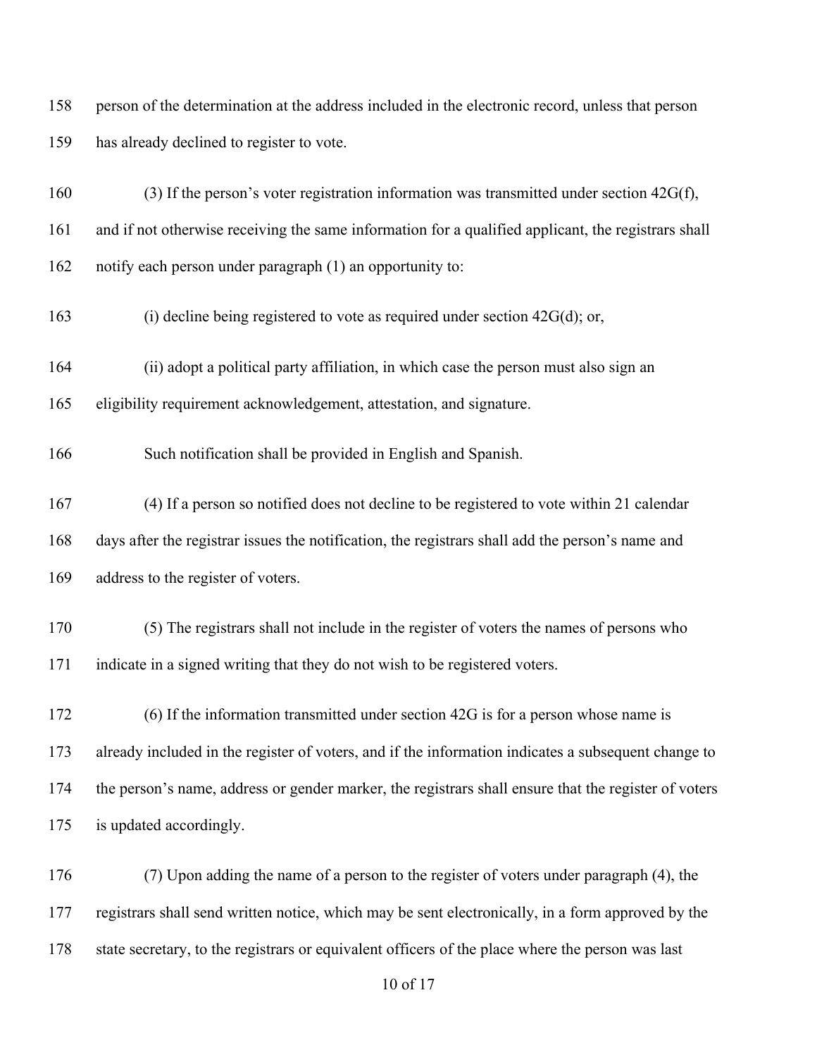person of the determination at the address included in the electronic record, unless that person has already declined to register to vote.

(3) If the person's voter registration information was transmitted under section 42G(f), and if not otherwise receiving the same information for a qualified applicant, the registrars shall notify each person under paragraph (1) an opportunity to:

(i) decline being registered to vote as required under section 42G(d); or,

(ii) adopt a political party affiliation, in which case the person must also sign an eligibility requirement acknowledgement, attestation, and signature.

Such notification shall be provided in English and Spanish.

(4) If a person so notified does not decline to be registered to vote within 21 calendar days after the registrar issues the notification, the registrars shall add the person's name and address to the register of voters.

(5) The registrars shall not include in the register of voters the names of persons who indicate in a signed writing that they do not wish to be registered voters.

(6) If the information transmitted under section 42G is for a person whose name is already included in the register of voters, and if the information indicates a subsequent change to the person's name, address or gender marker, the registrars shall ensure that the register of voters is updated accordingly.

(7) Upon adding the name of a person to the register of voters under paragraph (4), the registrars shall send written notice, which may be sent electronically, in a form approved by the state secretary, to the registrars or equivalent officers of the place where the person was last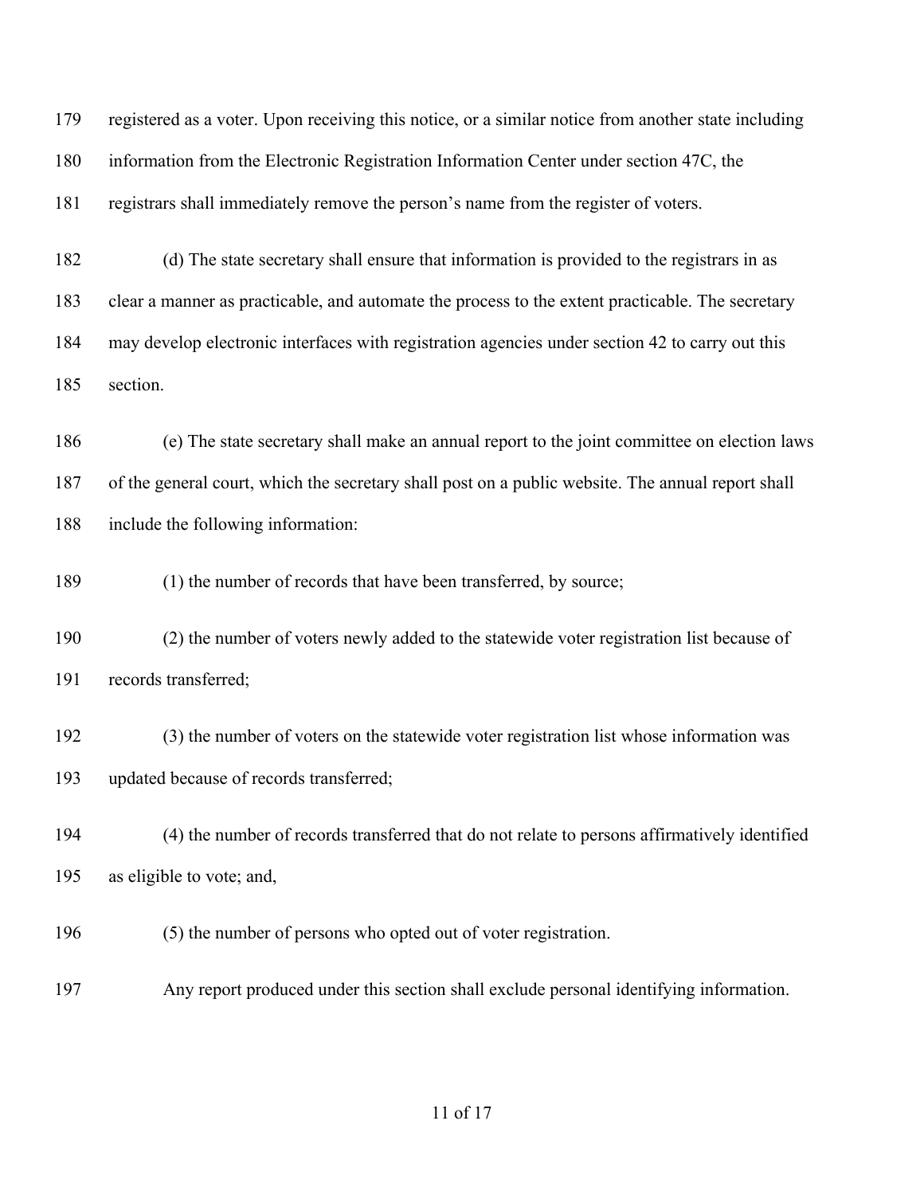registered as a voter. Upon receiving this notice, or a similar notice from another state including information from the Electronic Registration Information Center under section 47C, the registrars shall immediately remove the person's name from the register of voters.

(d) The state secretary shall ensure that information is provided to the registrars in as clear a manner as practicable, and automate the process to the extent practicable. The secretary may develop electronic interfaces with registration agencies under section 42 to carry out this section.

(e) The state secretary shall make an annual report to the joint committee on election laws of the general court, which the secretary shall post on a public website. The annual report shall include the following information:

(1) the number of records that have been transferred, by source;

(2) the number of voters newly added to the statewide voter registration list because of records transferred;

(3) the number of voters on the statewide voter registration list whose information was updated because of records transferred;

(4) the number of records transferred that do not relate to persons affirmatively identified as eligible to vote; and,

(5) the number of persons who opted out of voter registration.

Any report produced under this section shall exclude personal identifying information.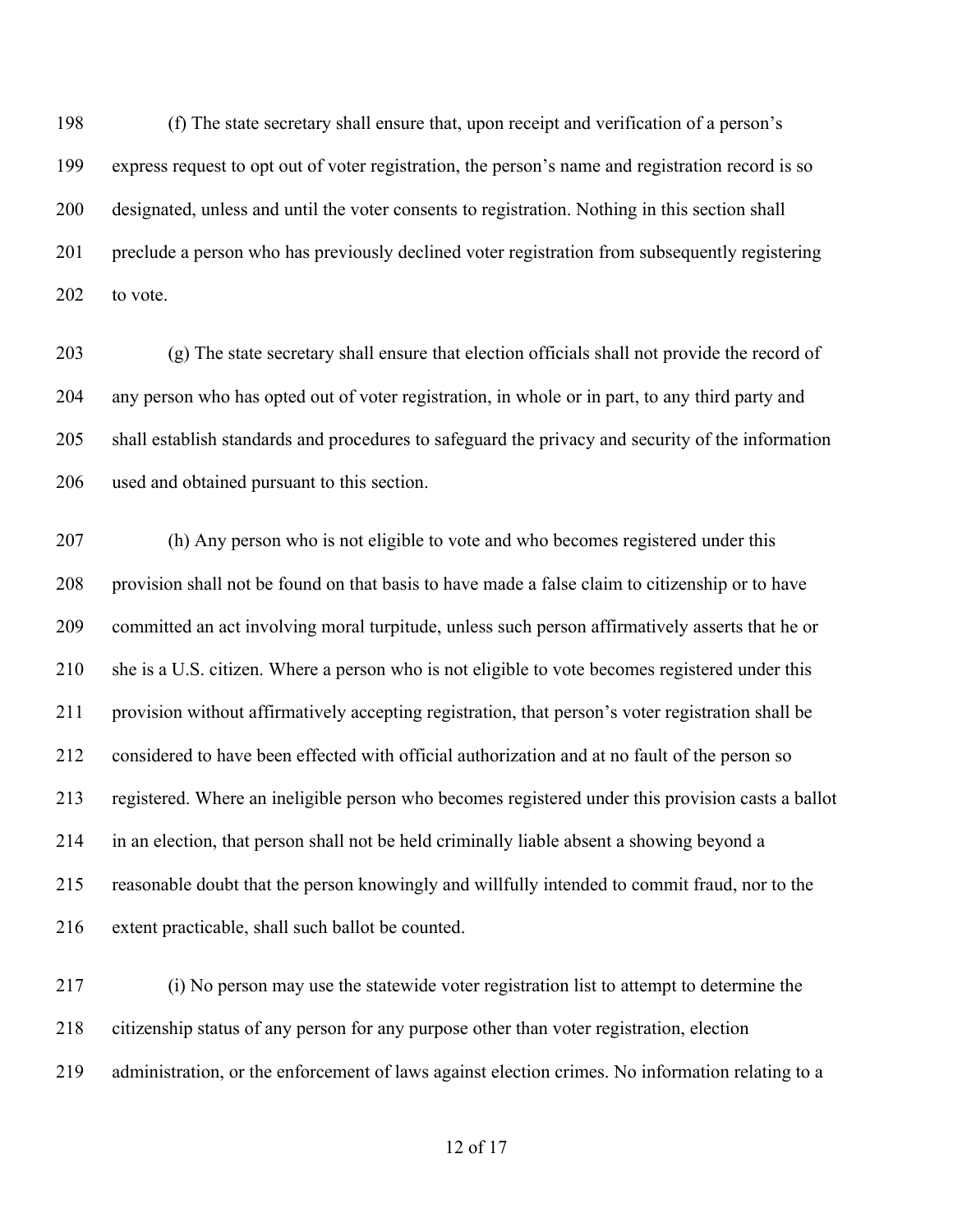(f) The state secretary shall ensure that, upon receipt and verification of a person's express request to opt out of voter registration, the person's name and registration record is so designated, unless and until the voter consents to registration. Nothing in this section shall preclude a person who has previously declined voter registration from subsequently registering to vote.

(g) The state secretary shall ensure that election officials shall not provide the record of any person who has opted out of voter registration, in whole or in part, to any third party and shall establish standards and procedures to safeguard the privacy and security of the information used and obtained pursuant to this section.

(h) Any person who is not eligible to vote and who becomes registered under this provision shall not be found on that basis to have made a false claim to citizenship or to have committed an act involving moral turpitude, unless such person affirmatively asserts that he or she is a U.S. citizen. Where a person who is not eligible to vote becomes registered under this provision without affirmatively accepting registration, that person's voter registration shall be considered to have been effected with official authorization and at no fault of the person so registered. Where an ineligible person who becomes registered under this provision casts a ballot in an election, that person shall not be held criminally liable absent a showing beyond a reasonable doubt that the person knowingly and willfully intended to commit fraud, nor to the extent practicable, shall such ballot be counted.

(i) No person may use the statewide voter registration list to attempt to determine the citizenship status of any person for any purpose other than voter registration, election administration, or the enforcement of laws against election crimes. No information relating to a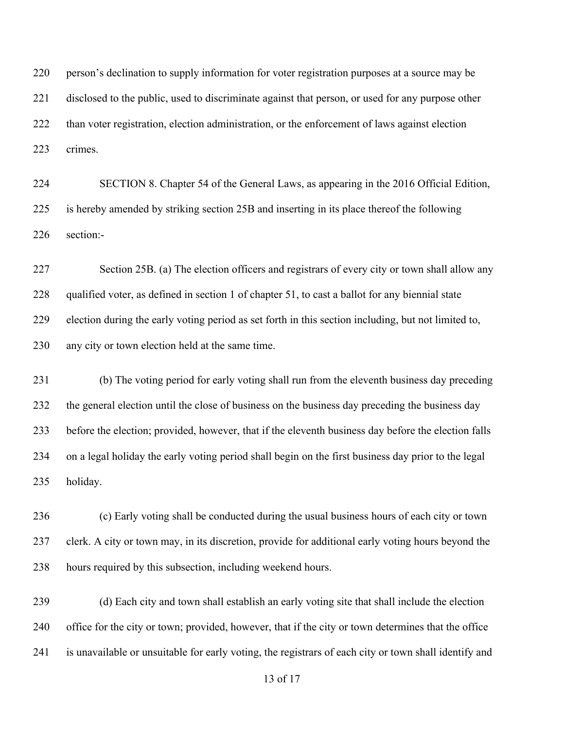person's declination to supply information for voter registration purposes at a source may be disclosed to the public, used to discriminate against that person, or used for any purpose other than voter registration, election administration, or the enforcement of laws against election crimes.

SECTION 8. Chapter 54 of the General Laws, as appearing in the 2016 Official Edition, is hereby amended by striking section 25B and inserting in its place thereof the following section:-

Section 25B. (a) The election officers and registrars of every city or town shall allow any qualified voter, as defined in section 1 of chapter 51, to cast a ballot for any biennial state election during the early voting period as set forth in this section including, but not limited to, any city or town election held at the same time.

(b) The voting period for early voting shall run from the eleventh business day preceding the general election until the close of business on the business day preceding the business day before the election; provided, however, that if the eleventh business day before the election falls on a legal holiday the early voting period shall begin on the first business day prior to the legal holiday.

(c) Early voting shall be conducted during the usual business hours of each city or town clerk. A city or town may, in its discretion, provide for additional early voting hours beyond the hours required by this subsection, including weekend hours.

(d) Each city and town shall establish an early voting site that shall include the election office for the city or town; provided, however, that if the city or town determines that the office is unavailable or unsuitable for early voting, the registrars of each city or town shall identify and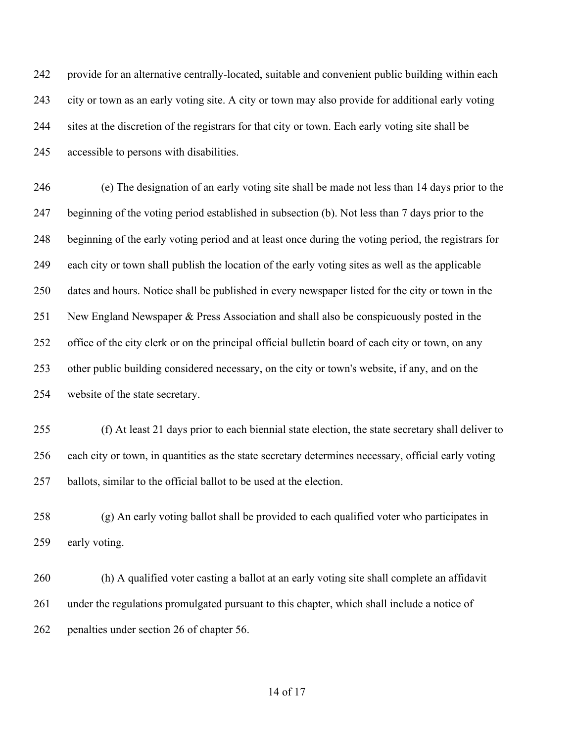provide for an alternative centrally-located, suitable and convenient public building within each city or town as an early voting site. A city or town may also provide for additional early voting sites at the discretion of the registrars for that city or town. Each early voting site shall be accessible to persons with disabilities.

(e) The designation of an early voting site shall be made not less than 14 days prior to the beginning of the voting period established in subsection (b). Not less than 7 days prior to the beginning of the early voting period and at least once during the voting period, the registrars for each city or town shall publish the location of the early voting sites as well as the applicable dates and hours. Notice shall be published in every newspaper listed for the city or town in the New England Newspaper & Press Association and shall also be conspicuously posted in the office of the city clerk or on the principal official bulletin board of each city or town, on any other public building considered necessary, on the city or town's website, if any, and on the website of the state secretary.

(f) At least 21 days prior to each biennial state election, the state secretary shall deliver to each city or town, in quantities as the state secretary determines necessary, official early voting ballots, similar to the official ballot to be used at the election.

(g) An early voting ballot shall be provided to each qualified voter who participates in early voting.

(h) A qualified voter casting a ballot at an early voting site shall complete an affidavit under the regulations promulgated pursuant to this chapter, which shall include a notice of penalties under section 26 of chapter 56.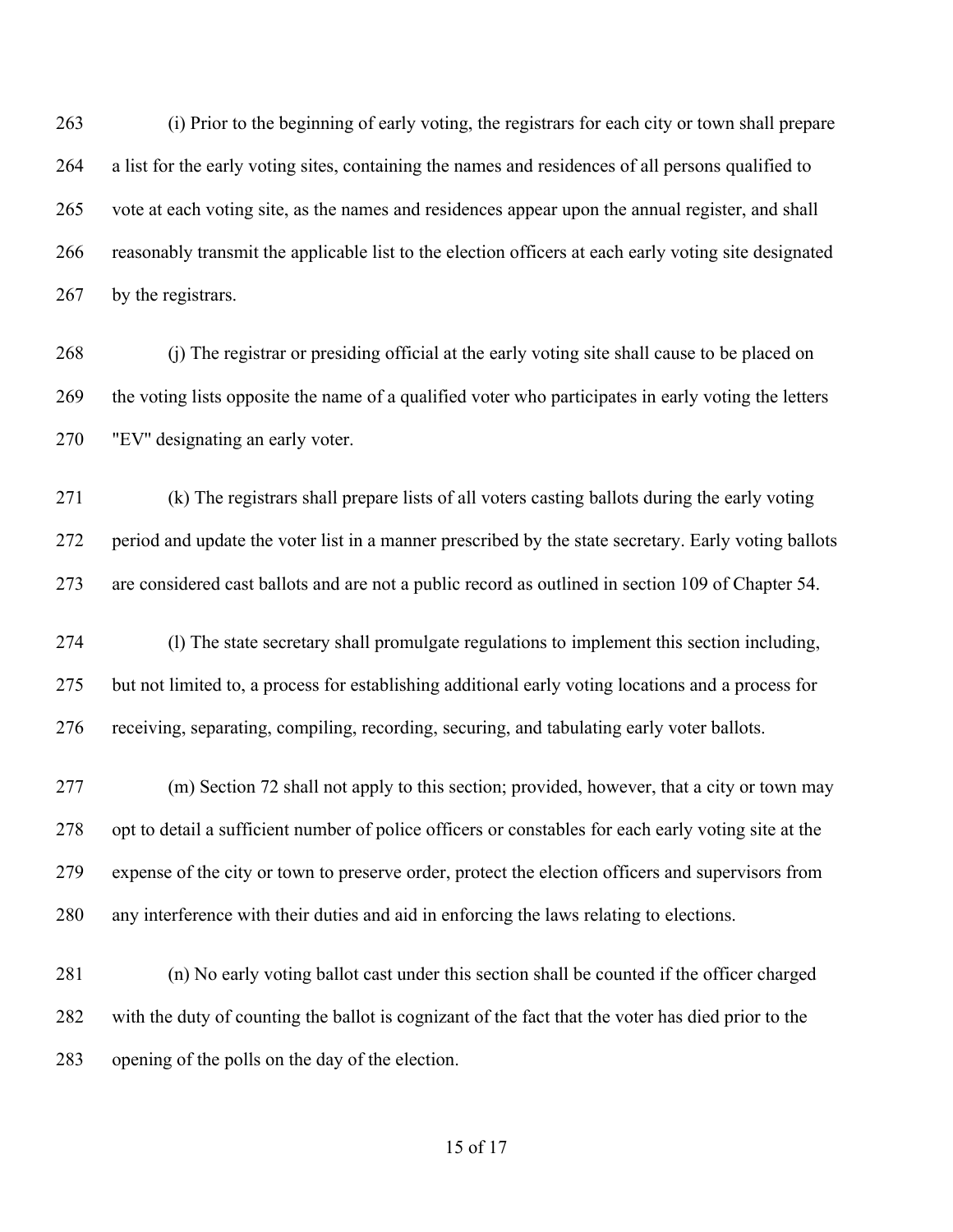(i) Prior to the beginning of early voting, the registrars for each city or town shall prepare a list for the early voting sites, containing the names and residences of all persons qualified to vote at each voting site, as the names and residences appear upon the annual register, and shall reasonably transmit the applicable list to the election officers at each early voting site designated by the registrars.

(j) The registrar or presiding official at the early voting site shall cause to be placed on the voting lists opposite the name of a qualified voter who participates in early voting the letters "EV" designating an early voter.

(k) The registrars shall prepare lists of all voters casting ballots during the early voting period and update the voter list in a manner prescribed by the state secretary. Early voting ballots are considered cast ballots and are not a public record as outlined in section 109 of Chapter 54.

(l) The state secretary shall promulgate regulations to implement this section including, but not limited to, a process for establishing additional early voting locations and a process for receiving, separating, compiling, recording, securing, and tabulating early voter ballots.

(m) Section 72 shall not apply to this section; provided, however, that a city or town may opt to detail a sufficient number of police officers or constables for each early voting site at the expense of the city or town to preserve order, protect the election officers and supervisors from any interference with their duties and aid in enforcing the laws relating to elections.

(n) No early voting ballot cast under this section shall be counted if the officer charged with the duty of counting the ballot is cognizant of the fact that the voter has died prior to the opening of the polls on the day of the election.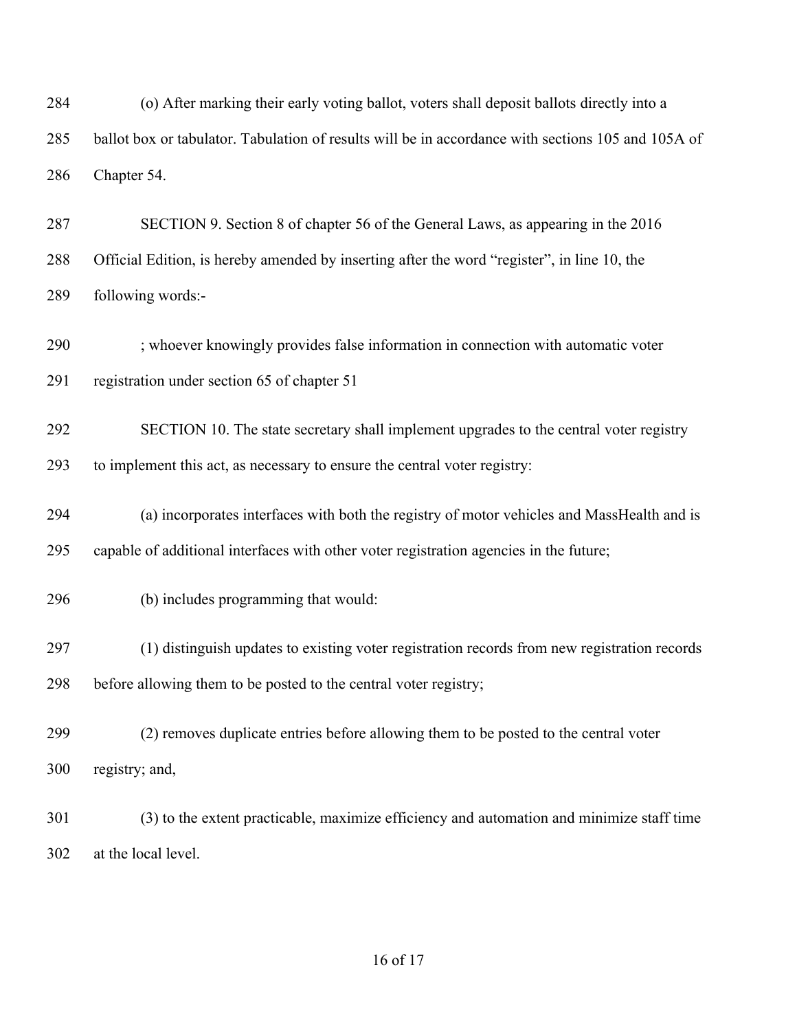(o) After marking their early voting ballot, voters shall deposit ballots directly into a ballot box or tabulator. Tabulation of results will be in accordance with sections 105 and 105A of Chapter 54.

SECTION 9. Section 8 of chapter 56 of the General Laws, as appearing in the 2016 Official Edition, is hereby amended by inserting after the word "register", in line 10, the following words:-

; whoever knowingly provides false information in connection with automatic voter registration under section 65 of chapter 51

SECTION 10. The state secretary shall implement upgrades to the central voter registry to implement this act, as necessary to ensure the central voter registry:

(a) incorporates interfaces with both the registry of motor vehicles and MassHealth and is capable of additional interfaces with other voter registration agencies in the future;

(b) includes programming that would:

(1) distinguish updates to existing voter registration records from new registration records before allowing them to be posted to the central voter registry;

(2) removes duplicate entries before allowing them to be posted to the central voter registry; and,

(3) to the extent practicable, maximize efficiency and automation and minimize staff time at the local level.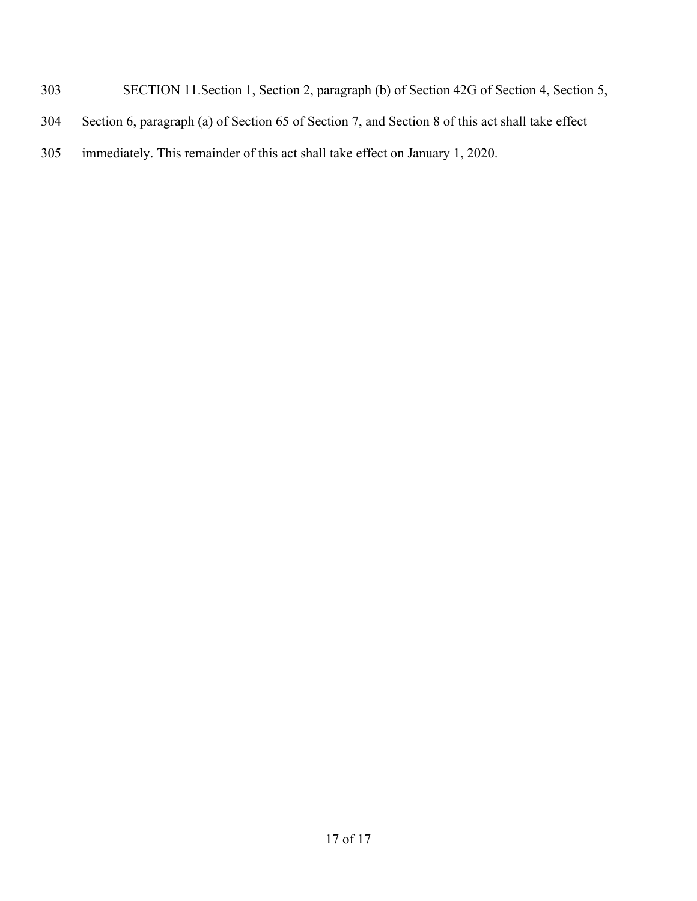303 SECTION 11.Section 1, Section 2, paragraph (b) of Section 42G of Section 4, Section 5,

304 Section 6, paragraph (a) of Section 65 of Section 7, and Section 8 of this act shall take effect

305 immediately. This remainder of this act shall take effect on January 1, 2020.